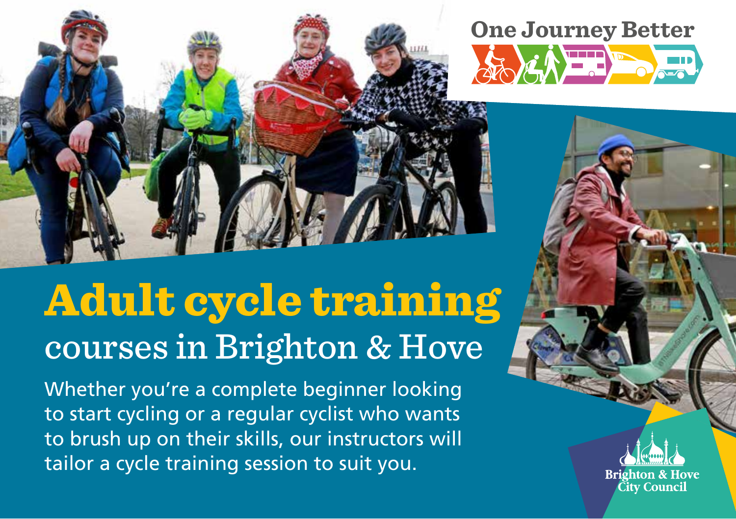One Journey Better

# Adult cycle training

## courses in Brighton & Hove

Whether you're a complete beginner looking to start cycling or a regular cyclist who wants to brush up on their skills, our instructors will tailor a cycle training session to suit you.

Brighton & Hove City Council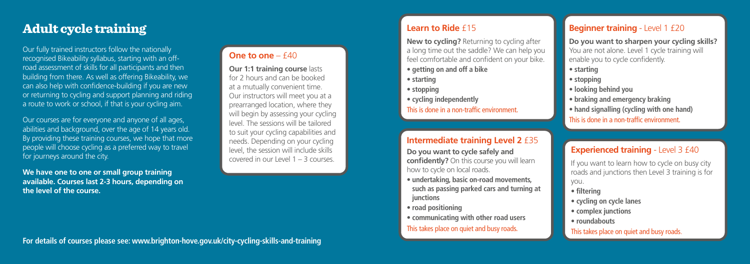# Adult cycle training

Our fully trained instructors follow the nationally recognised Bikeability syllabus, starting with an off-road assessment of skills for all participants and then building from there. As well as offering Bikeability, we can also help with confidence-building if you are new or returning to cycling and support planning and riding a route to work or school, if that is your cycling aim.

Our courses are for everyone and anyone of all ages, abilities and background, over the age of 14 years old. By providing these training courses, we hope that more people will choose cycling as a preferred way to travel for journeys around the city.

**We have one to one or small group training available. Courses last 2-3 hours, depending on the level of the course.**

### One to one – £40

**Our 1:1 training course** lasts for 2 hours and can be booked at a mutually convenient time. Our instructors will meet you at a prearranged location, where they will begin by assessing your cycling level. The sessions will be tailored to suit your cycling capabilities and needs. Depending on your cycling level, the session will include skills covered in our Level 1 – 3 courses.

**For details of courses please see: www.brighton-hove.gov.uk/city-cycling-skills-and-training**

### Learn to Ride £15

**New to cycling?** Returning to cycling after a long time out the saddle? We can help you feel comfortable and confident on your bike.

- **getting on and off a bike**
- **starting**
- **stopping**
- **cycling independently**

This is done in a non-traffic environment.

### Intermediate training Level 2 £35

**Do you want to cycle safely and confidently?** On this course you will learn how to cycle on local roads.

- **undertaking, basic on-road movements, such as passing parked cars and turning at junctions**
- **road positioning**
- **communicating with other road users**

This takes place on quiet and busy roads.

### Beginner training - Level 1 £20

**Do you want to sharpen your cycling skills?** You are not alone. Level 1 cycle training will enable you to cycle confidently.

- **starting**
- **stopping**
- **looking behind you**
- **braking and emergency braking**
- **hand signalling (cycling with one hand)**

This is done in a non-traffic environment.

### Experienced training - Level 3 £40

If you want to learn how to cycle on busy city roads and junctions then Level 3 training is for you.

- **filtering**
- **cycling on cycle lanes**
- **complex junctions**
- **roundabouts**

This takes place on quiet and busy roads.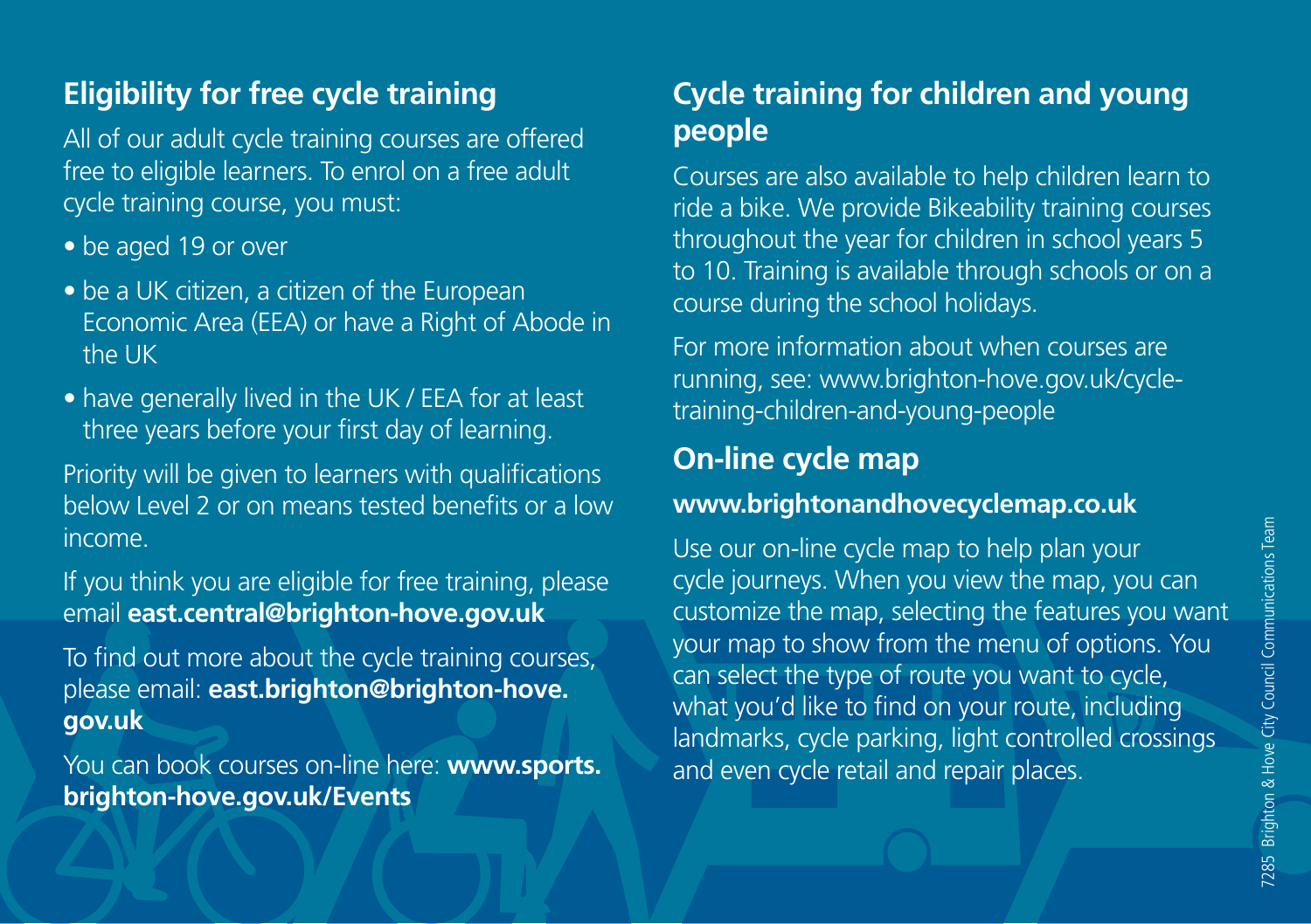## Eligibility for free cycle training

All of our adult cycle training courses are offered free to eligible learners. To enrol on a free adult cycle training course, you must:

- be aged 19 or over
- be a UK citizen, a citizen of the European Economic Area (EEA) or have a Right of Abode in the UK
- have generally lived in the UK / EEA for at least three years before your first day of learning.

Priority will be given to learners with qualifications below Level 2 or on means tested benefits or a low income.

If you think you are eligible for free training, please email **east.central@brighton-hove.gov.uk**

To find out more about the cycle training courses, please email: **east.brighton@brighton-hove.gov.uk**

You can book courses on-line here: **www.sports.brighton-hove.gov.uk/Events**

## Cycle training for children and young people

Courses are also available to help children learn to ride a bike. We provide Bikeability training courses throughout the year for children in school years 5 to 10. Training is available through schools or on a course during the school holidays.

For more information about when courses are running, see: www.brighton-hove.gov.uk/cycle-training-children-and-young-people

## On-line cycle map

**www.brightonandhovecyclemap.co.uk**

Use our on-line cycle map to help plan your cycle journeys. When you view the map, you can customize the map, selecting the features you want your map to show from the menu of options. You can select the type of route you want to cycle, what you'd like to find on your route, including landmarks, cycle parking, light controlled crossings and even cycle retail and repair places.

7285 Brighton & Hove City Council Communications Team